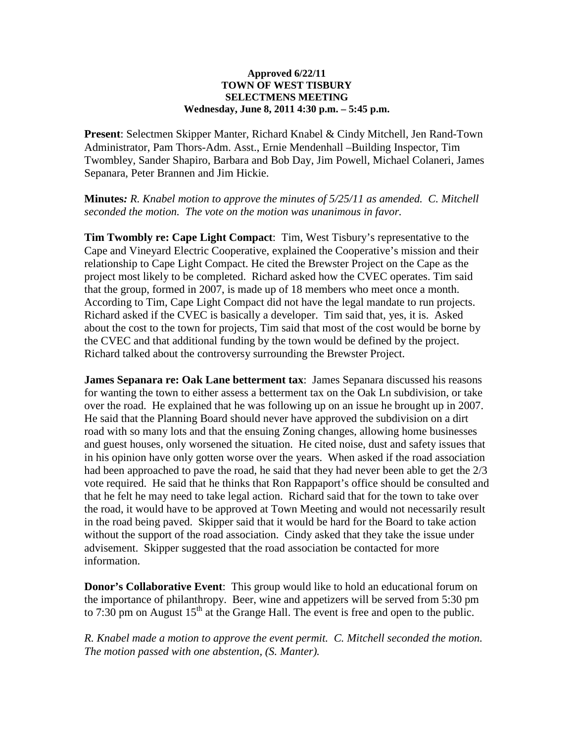**Approved 6/22/11**
**TOWN OF WEST TISBURY**
**SELECTMENS MEETING**
**Wednesday, June 8, 2011 4:30 p.m. – 5:45 p.m.**

**Present**: Selectmen Skipper Manter, Richard Knabel & Cindy Mitchell, Jen Rand-Town Administrator, Pam Thors-Adm. Asst., Ernie Mendenhall –Building Inspector, Tim Twombley, Sander Shapiro, Barbara and Bob Day, Jim Powell, Michael Colaneri, James Sepanara, Peter Brannen and Jim Hickie.

**Minutes***: R. Knabel motion to approve the minutes of 5/25/11 as amended. C. Mitchell seconded the motion. The vote on the motion was unanimous in favor.*

**Tim Twombly re: Cape Light Compact**: Tim, West Tisbury's representative to the Cape and Vineyard Electric Cooperative, explained the Cooperative's mission and their relationship to Cape Light Compact. He cited the Brewster Project on the Cape as the project most likely to be completed. Richard asked how the CVEC operates. Tim said that the group, formed in 2007, is made up of 18 members who meet once a month. According to Tim, Cape Light Compact did not have the legal mandate to run projects. Richard asked if the CVEC is basically a developer. Tim said that, yes, it is. Asked about the cost to the town for projects, Tim said that most of the cost would be borne by the CVEC and that additional funding by the town would be defined by the project. Richard talked about the controversy surrounding the Brewster Project.

**James Sepanara re: Oak Lane betterment tax**: James Sepanara discussed his reasons for wanting the town to either assess a betterment tax on the Oak Ln subdivision, or take over the road. He explained that he was following up on an issue he brought up in 2007. He said that the Planning Board should never have approved the subdivision on a dirt road with so many lots and that the ensuing Zoning changes, allowing home businesses and guest houses, only worsened the situation. He cited noise, dust and safety issues that in his opinion have only gotten worse over the years. When asked if the road association had been approached to pave the road, he said that they had never been able to get the 2/3 vote required. He said that he thinks that Ron Rappaport's office should be consulted and that he felt he may need to take legal action. Richard said that for the town to take over the road, it would have to be approved at Town Meeting and would not necessarily result in the road being paved. Skipper said that it would be hard for the Board to take action without the support of the road association. Cindy asked that they take the issue under advisement. Skipper suggested that the road association be contacted for more information.

**Donor's Collaborative Event**: This group would like to hold an educational forum on the importance of philanthropy. Beer, wine and appetizers will be served from 5:30 pm to 7:30 pm on August 15th at the Grange Hall. The event is free and open to the public.

*R. Knabel made a motion to approve the event permit. C. Mitchell seconded the motion. The motion passed with one abstention, (S. Manter).*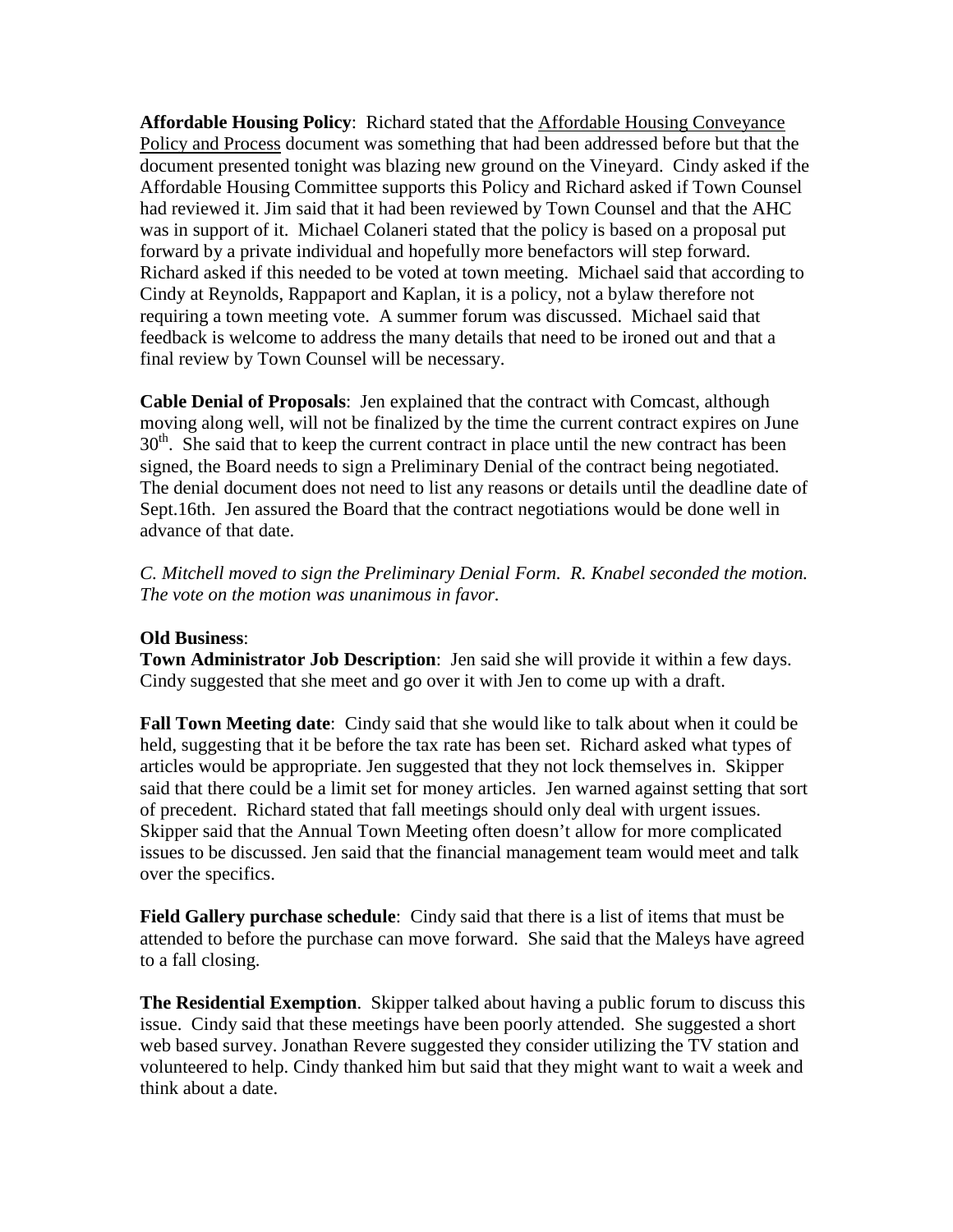**Affordable Housing Policy**: Richard stated that the Affordable Housing Conveyance Policy and Process document was something that had been addressed before but that the document presented tonight was blazing new ground on the Vineyard. Cindy asked if the Affordable Housing Committee supports this Policy and Richard asked if Town Counsel had reviewed it. Jim said that it had been reviewed by Town Counsel and that the AHC was in support of it. Michael Colaneri stated that the policy is based on a proposal put forward by a private individual and hopefully more benefactors will step forward. Richard asked if this needed to be voted at town meeting. Michael said that according to Cindy at Reynolds, Rappaport and Kaplan, it is a policy, not a bylaw therefore not requiring a town meeting vote. A summer forum was discussed. Michael said that feedback is welcome to address the many details that need to be ironed out and that a final review by Town Counsel will be necessary.

**Cable Denial of Proposals**: Jen explained that the contract with Comcast, although moving along well, will not be finalized by the time the current contract expires on June 30th. She said that to keep the current contract in place until the new contract has been signed, the Board needs to sign a Preliminary Denial of the contract being negotiated. The denial document does not need to list any reasons or details until the deadline date of Sept.16th. Jen assured the Board that the contract negotiations would be done well in advance of that date.

*C. Mitchell moved to sign the Preliminary Denial Form. R. Knabel seconded the motion. The vote on the motion was unanimous in favor.*

**Old Business**:

**Town Administrator Job Description**: Jen said she will provide it within a few days. Cindy suggested that she meet and go over it with Jen to come up with a draft.

**Fall Town Meeting date**: Cindy said that she would like to talk about when it could be held, suggesting that it be before the tax rate has been set. Richard asked what types of articles would be appropriate. Jen suggested that they not lock themselves in. Skipper said that there could be a limit set for money articles. Jen warned against setting that sort of precedent. Richard stated that fall meetings should only deal with urgent issues. Skipper said that the Annual Town Meeting often doesn't allow for more complicated issues to be discussed. Jen said that the financial management team would meet and talk over the specifics.

**Field Gallery purchase schedule**: Cindy said that there is a list of items that must be attended to before the purchase can move forward. She said that the Maleys have agreed to a fall closing.

**The Residential Exemption**. Skipper talked about having a public forum to discuss this issue. Cindy said that these meetings have been poorly attended. She suggested a short web based survey. Jonathan Revere suggested they consider utilizing the TV station and volunteered to help. Cindy thanked him but said that they might want to wait a week and think about a date.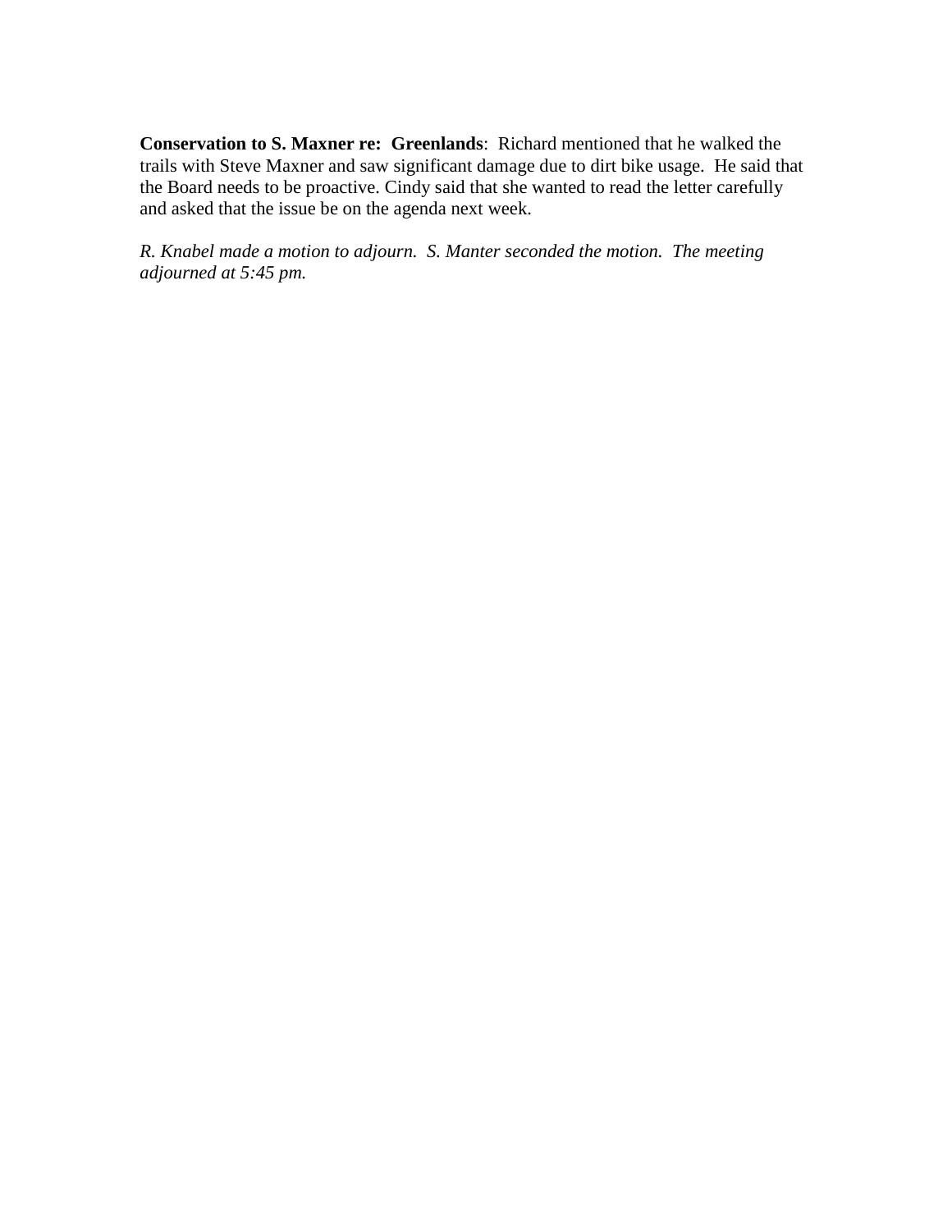**Conservation to S. Maxner re: Greenlands**: Richard mentioned that he walked the trails with Steve Maxner and saw significant damage due to dirt bike usage. He said that the Board needs to be proactive. Cindy said that she wanted to read the letter carefully and asked that the issue be on the agenda next week.

*R. Knabel made a motion to adjourn. S. Manter seconded the motion. The meeting adjourned at 5:45 pm.*